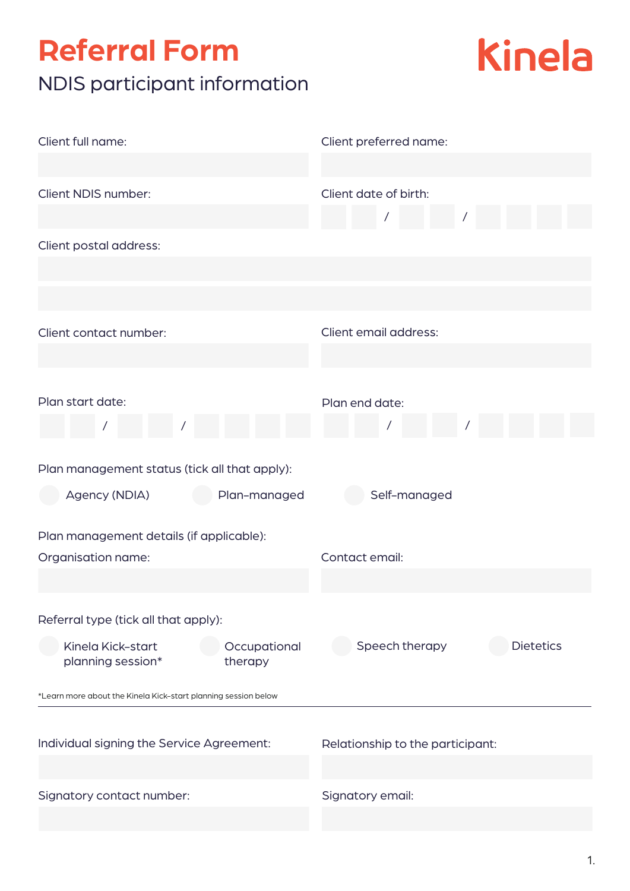# Referral Form

## NDIS participant information

Kinela

Client full name:

Client preferred name:

Client NDIS number:

Client date of birth: __ __ / __ __ / __ __ __ __

Client postal address:

Client contact number:

Client email address:

Plan start date: __ __ / __ __ / __ __ __ __

Plan end date: __ __ / __ __ / __ __ __ __

Plan management status (tick all that apply):

- ○ Agency (NDIA)
- ○ Plan-managed
- ○ Self-managed

Plan management details (if applicable):

Organisation name:

Contact email:

Referral type (tick all that apply):

- ○ Kinela Kick-start planning session*
- ○ Occupational therapy
- ○ Speech therapy
- ○ Dietetics

*Learn more about the Kinela Kick-start planning session below

---

Individual signing the Service Agreement:

Relationship to the participant:

Signatory contact number:

Signatory email: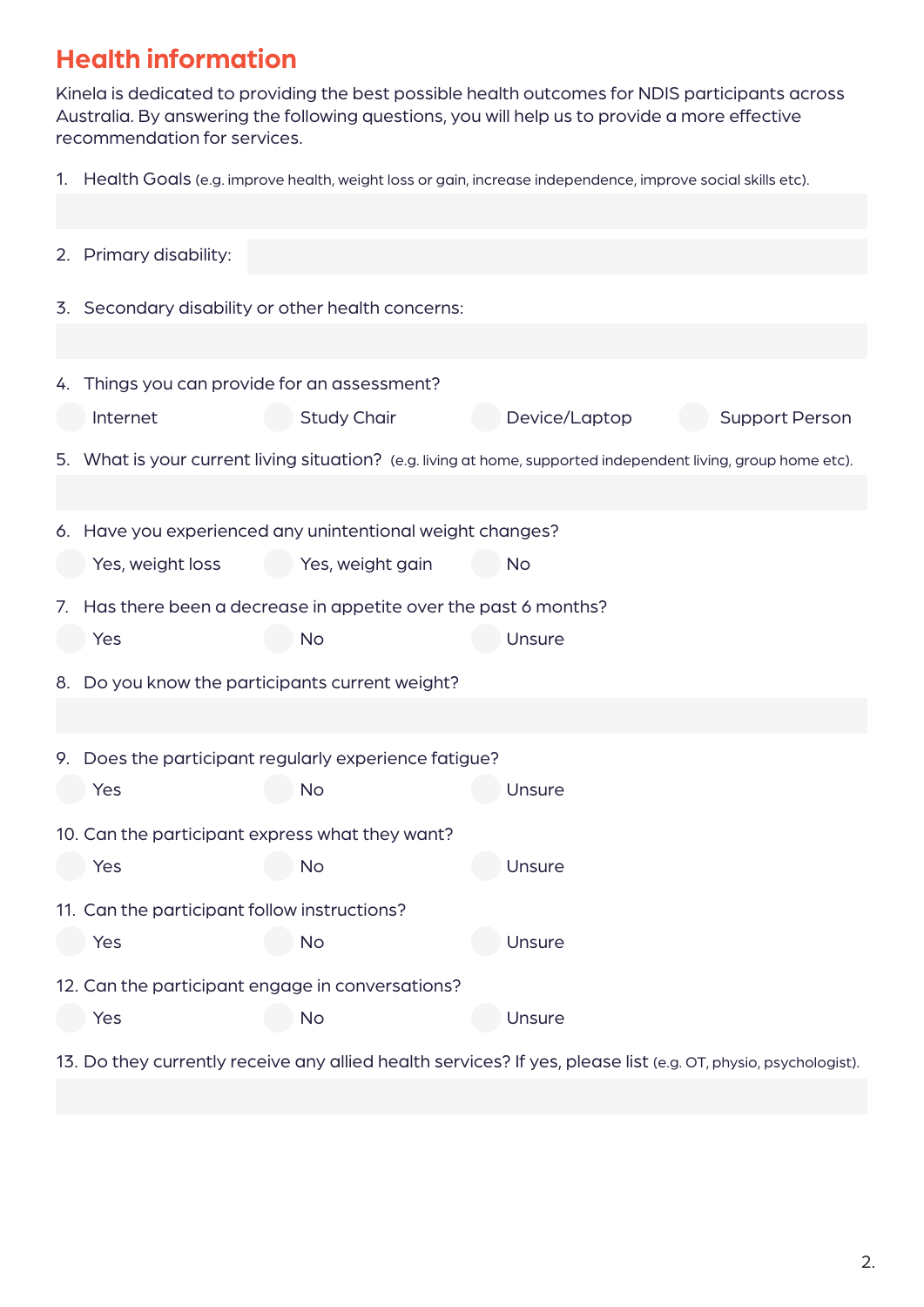## Health information

Kinela is dedicated to providing the best possible health outcomes for NDIS participants across Australia. By answering the following questions, you will help us to provide a more effective recommendation for services.

1. Health Goals (e.g. improve health, weight loss or gain, increase independence, improve social skills etc).

2. Primary disability:

3. Secondary disability or other health concerns:

4. Things you can provide for an assessment?

   - Internet
   - Study Chair
   - Device/Laptop
   - Support Person

5. What is your current living situation? (e.g. living at home, supported independent living, group home etc).

6. Have you experienced any unintentional weight changes?

   - Yes, weight loss
   - Yes, weight gain
   - No

7. Has there been a decrease in appetite over the past 6 months?

   - Yes
   - No
   - Unsure

8. Do you know the participants current weight?

9. Does the participant regularly experience fatigue?

   - Yes
   - No
   - Unsure

10. Can the participant express what they want?

    - Yes
    - No
    - Unsure

11. Can the participant follow instructions?

    - Yes
    - No
    - Unsure

12. Can the participant engage in conversations?

    - Yes
    - No
    - Unsure

13. Do they currently receive any allied health services? If yes, please list (e.g. OT, physio, psychologist).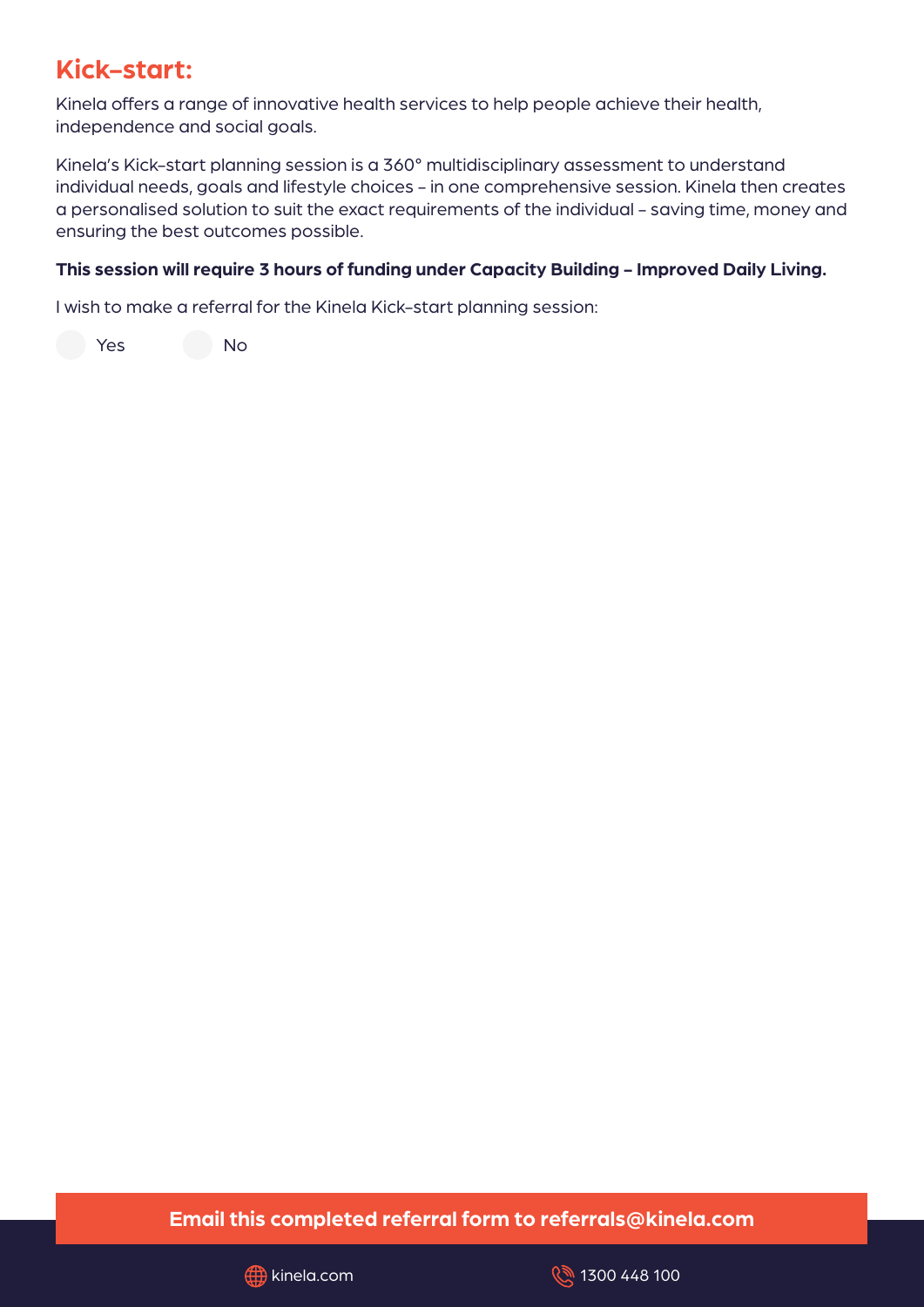## Kick-start:

Kinela offers a range of innovative health services to help people achieve their health, independence and social goals.

Kinela's Kick-start planning session is a 360° multidisciplinary assessment to understand individual needs, goals and lifestyle choices – in one comprehensive session. Kinela then creates a personalised solution to suit the exact requirements of the individual – saving time, money and ensuring the best outcomes possible.

**This session will require 3 hours of funding under Capacity Building – Improved Daily Living.**

I wish to make a referral for the Kinela Kick-start planning session:

- [ ] Yes
- [ ] No

**Email this completed referral form to referrals@kinela.com**

kinela.com

1300 448 100